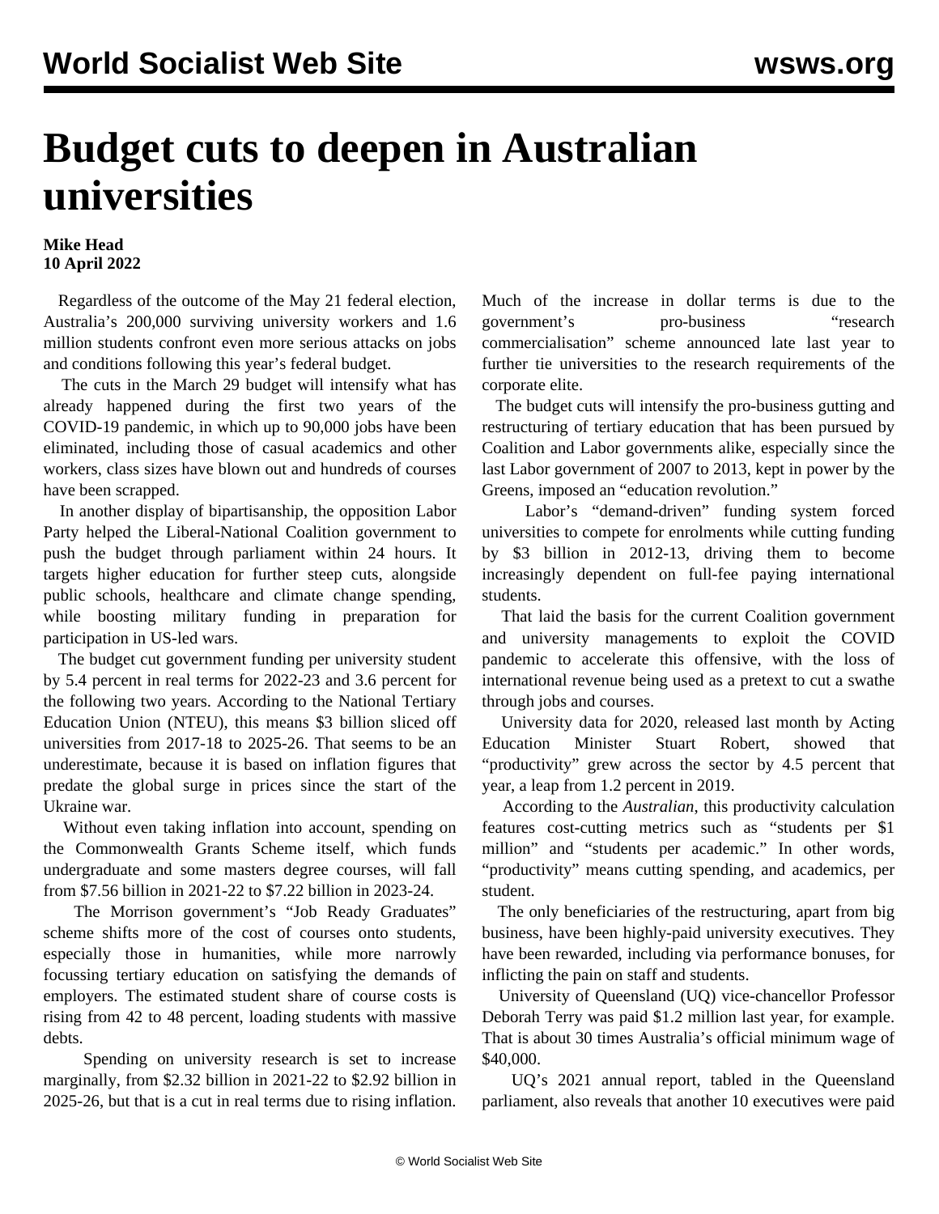# Budget cuts to deepen in Australian universities

**Mike Head**
**10 April 2022**

Regardless of the outcome of the May 21 federal election, Australia's 200,000 surviving university workers and 1.6 million students confront even more serious attacks on jobs and conditions following this year's federal budget.

The cuts in the March 29 budget will intensify what has already happened during the first two years of the COVID-19 pandemic, in which up to 90,000 jobs have been eliminated, including those of casual academics and other workers, class sizes have blown out and hundreds of courses have been scrapped.

In another display of bipartisanship, the opposition Labor Party helped the Liberal-National Coalition government to push the budget through parliament within 24 hours. It targets higher education for further steep cuts, alongside public schools, healthcare and climate change spending, while boosting military funding in preparation for participation in US-led wars.

The budget cut government funding per university student by 5.4 percent in real terms for 2022-23 and 3.6 percent for the following two years. According to the National Tertiary Education Union (NTEU), this means $3 billion sliced off universities from 2017-18 to 2025-26. That seems to be an underestimate, because it is based on inflation figures that predate the global surge in prices since the start of the Ukraine war.

Without even taking inflation into account, spending on the Commonwealth Grants Scheme itself, which funds undergraduate and some masters degree courses, will fall from $7.56 billion in 2021-22 to $7.22 billion in 2023-24.

The Morrison government's "Job Ready Graduates" scheme shifts more of the cost of courses onto students, especially those in humanities, while more narrowly focussing tertiary education on satisfying the demands of employers. The estimated student share of course costs is rising from 42 to 48 percent, loading students with massive debts.

Spending on university research is set to increase marginally, from $2.32 billion in 2021-22 to $2.92 billion in 2025-26, but that is a cut in real terms due to rising inflation. Much of the increase in dollar terms is due to the government's pro-business "research commercialisation" scheme announced late last year to further tie universities to the research requirements of the corporate elite.

The budget cuts will intensify the pro-business gutting and restructuring of tertiary education that has been pursued by Coalition and Labor governments alike, especially since the last Labor government of 2007 to 2013, kept in power by the Greens, imposed an "education revolution."

Labor's "demand-driven" funding system forced universities to compete for enrolments while cutting funding by $3 billion in 2012-13, driving them to become increasingly dependent on full-fee paying international students.

That laid the basis for the current Coalition government and university managements to exploit the COVID pandemic to accelerate this offensive, with the loss of international revenue being used as a pretext to cut a swathe through jobs and courses.

University data for 2020, released last month by Acting Education Minister Stuart Robert, showed that "productivity" grew across the sector by 4.5 percent that year, a leap from 1.2 percent in 2019.

According to the *Australian*, this productivity calculation features cost-cutting metrics such as "students per $1 million" and "students per academic." In other words, "productivity" means cutting spending, and academics, per student.

The only beneficiaries of the restructuring, apart from big business, have been highly-paid university executives. They have been rewarded, including via performance bonuses, for inflicting the pain on staff and students.

University of Queensland (UQ) vice-chancellor Professor Deborah Terry was paid $1.2 million last year, for example. That is about 30 times Australia's official minimum wage of $40,000.

UQ's 2021 annual report, tabled in the Queensland parliament, also reveals that another 10 executives were paid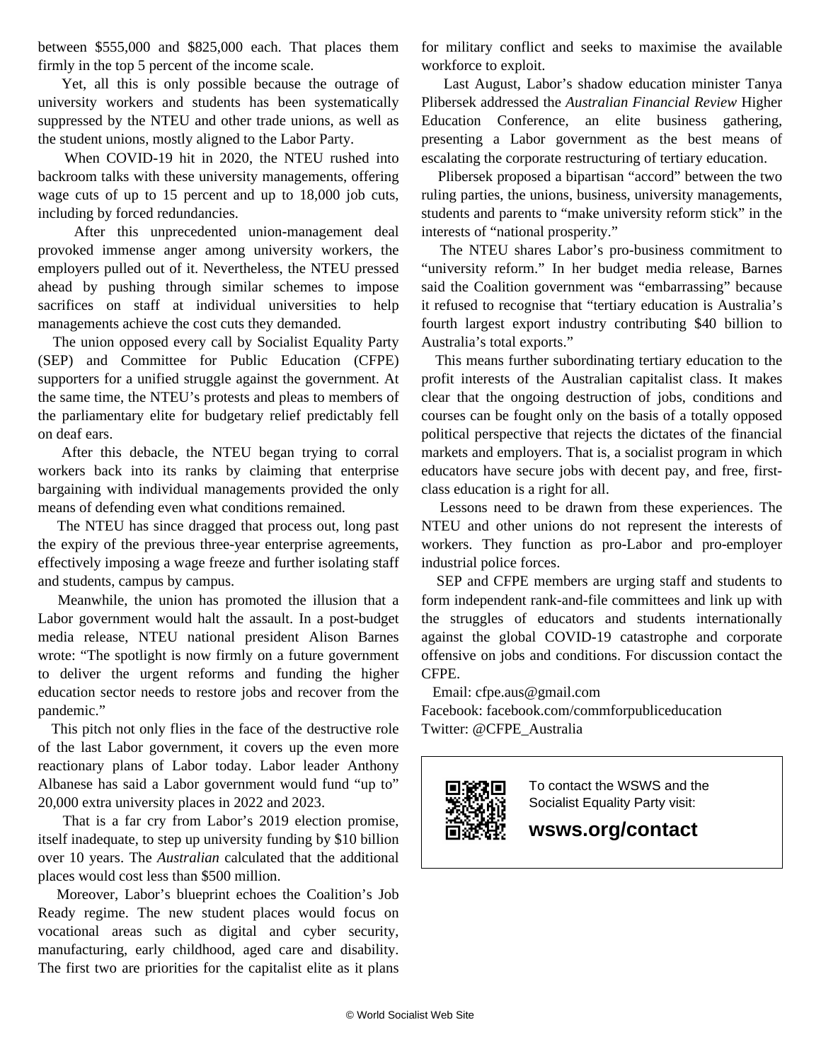between $555,000 and $825,000 each. That places them firmly in the top 5 percent of the income scale.

Yet, all this is only possible because the outrage of university workers and students has been systematically suppressed by the NTEU and other trade unions, as well as the student unions, mostly aligned to the Labor Party.

When COVID-19 hit in 2020, the NTEU rushed into backroom talks with these university managements, offering wage cuts of up to 15 percent and up to 18,000 job cuts, including by forced redundancies.

After this unprecedented union-management deal provoked immense anger among university workers, the employers pulled out of it. Nevertheless, the NTEU pressed ahead by pushing through similar schemes to impose sacrifices on staff at individual universities to help managements achieve the cost cuts they demanded.

The union opposed every call by Socialist Equality Party (SEP) and Committee for Public Education (CFPE) supporters for a unified struggle against the government. At the same time, the NTEU's protests and pleas to members of the parliamentary elite for budgetary relief predictably fell on deaf ears.

After this debacle, the NTEU began trying to corral workers back into its ranks by claiming that enterprise bargaining with individual managements provided the only means of defending even what conditions remained.

The NTEU has since dragged that process out, long past the expiry of the previous three-year enterprise agreements, effectively imposing a wage freeze and further isolating staff and students, campus by campus.

Meanwhile, the union has promoted the illusion that a Labor government would halt the assault. In a post-budget media release, NTEU national president Alison Barnes wrote: "The spotlight is now firmly on a future government to deliver the urgent reforms and funding the higher education sector needs to restore jobs and recover from the pandemic."

This pitch not only flies in the face of the destructive role of the last Labor government, it covers up the even more reactionary plans of Labor today. Labor leader Anthony Albanese has said a Labor government would fund "up to" 20,000 extra university places in 2022 and 2023.

That is a far cry from Labor's 2019 election promise, itself inadequate, to step up university funding by $10 billion over 10 years. The *Australian* calculated that the additional places would cost less than $500 million.

Moreover, Labor's blueprint echoes the Coalition's Job Ready regime. The new student places would focus on vocational areas such as digital and cyber security, manufacturing, early childhood, aged care and disability. The first two are priorities for the capitalist elite as it plans for military conflict and seeks to maximise the available workforce to exploit.

Last August, Labor's shadow education minister Tanya Plibersek addressed the *Australian Financial Review* Higher Education Conference, an elite business gathering, presenting a Labor government as the best means of escalating the corporate restructuring of tertiary education.

Plibersek proposed a bipartisan "accord" between the two ruling parties, the unions, business, university managements, students and parents to "make university reform stick" in the interests of "national prosperity."

The NTEU shares Labor's pro-business commitment to "university reform." In her budget media release, Barnes said the Coalition government was "embarrassing" because it refused to recognise that "tertiary education is Australia's fourth largest export industry contributing $40 billion to Australia's total exports."

This means further subordinating tertiary education to the profit interests of the Australian capitalist class. It makes clear that the ongoing destruction of jobs, conditions and courses can be fought only on the basis of a totally opposed political perspective that rejects the dictates of the financial markets and employers. That is, a socialist program in which educators have secure jobs with decent pay, and free, first-class education is a right for all.

Lessons need to be drawn from these experiences. The NTEU and other unions do not represent the interests of workers. They function as pro-Labor and pro-employer industrial police forces.

SEP and CFPE members are urging staff and students to form independent rank-and-file committees and link up with the struggles of educators and students internationally against the global COVID-19 catastrophe and corporate offensive on jobs and conditions. For discussion contact the CFPE.

Email: cfpe.aus@gmail.com
Facebook: facebook.com/commforpubliceducation
Twitter: @CFPE_Australia

To contact the WSWS and the Socialist Equality Party visit:

**wsws.org/contact**